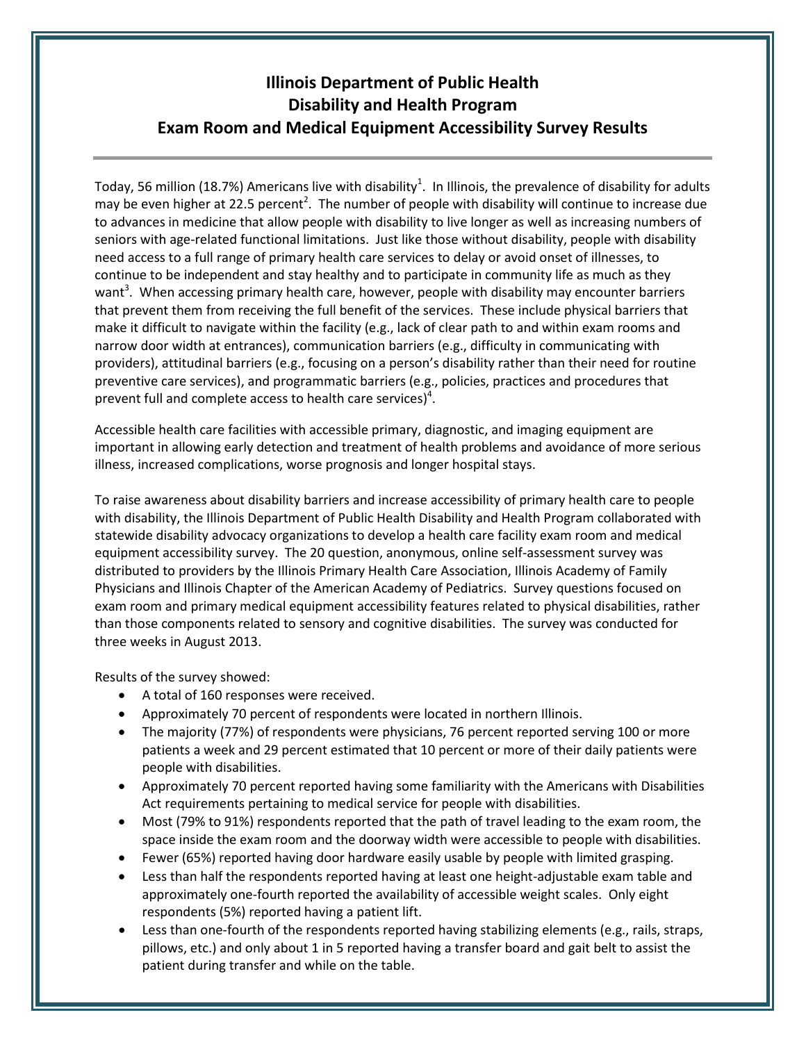# Illinois Department of Public Health
# Disability and Health Program
# Exam Room and Medical Equipment Accessibility Survey Results

Today, 56 million (18.7%) Americans live with disability[1]. In Illinois, the prevalence of disability for adults may be even higher at 22.5 percent[2]. The number of people with disability will continue to increase due to advances in medicine that allow people with disability to live longer as well as increasing numbers of seniors with age-related functional limitations. Just like those without disability, people with disability need access to a full range of primary health care services to delay or avoid onset of illnesses, to continue to be independent and stay healthy and to participate in community life as much as they want[3]. When accessing primary health care, however, people with disability may encounter barriers that prevent them from receiving the full benefit of the services. These include physical barriers that make it difficult to navigate within the facility (e.g., lack of clear path to and within exam rooms and narrow door width at entrances), communication barriers (e.g., difficulty in communicating with providers), attitudinal barriers (e.g., focusing on a person's disability rather than their need for routine preventive care services), and programmatic barriers (e.g., policies, practices and procedures that prevent full and complete access to health care services)[4].

Accessible health care facilities with accessible primary, diagnostic, and imaging equipment are important in allowing early detection and treatment of health problems and avoidance of more serious illness, increased complications, worse prognosis and longer hospital stays.

To raise awareness about disability barriers and increase accessibility of primary health care to people with disability, the Illinois Department of Public Health Disability and Health Program collaborated with statewide disability advocacy organizations to develop a health care facility exam room and medical equipment accessibility survey. The 20 question, anonymous, online self-assessment survey was distributed to providers by the Illinois Primary Health Care Association, Illinois Academy of Family Physicians and Illinois Chapter of the American Academy of Pediatrics. Survey questions focused on exam room and primary medical equipment accessibility features related to physical disabilities, rather than those components related to sensory and cognitive disabilities. The survey was conducted for three weeks in August 2013.

Results of the survey showed:

- A total of 160 responses were received.
- Approximately 70 percent of respondents were located in northern Illinois.
- The majority (77%) of respondents were physicians, 76 percent reported serving 100 or more patients a week and 29 percent estimated that 10 percent or more of their daily patients were people with disabilities.
- Approximately 70 percent reported having some familiarity with the Americans with Disabilities Act requirements pertaining to medical service for people with disabilities.
- Most (79% to 91%) respondents reported that the path of travel leading to the exam room, the space inside the exam room and the doorway width were accessible to people with disabilities.
- Fewer (65%) reported having door hardware easily usable by people with limited grasping.
- Less than half the respondents reported having at least one height-adjustable exam table and approximately one-fourth reported the availability of accessible weight scales. Only eight respondents (5%) reported having a patient lift.
- Less than one-fourth of the respondents reported having stabilizing elements (e.g., rails, straps, pillows, etc.) and only about 1 in 5 reported having a transfer board and gait belt to assist the patient during transfer and while on the table.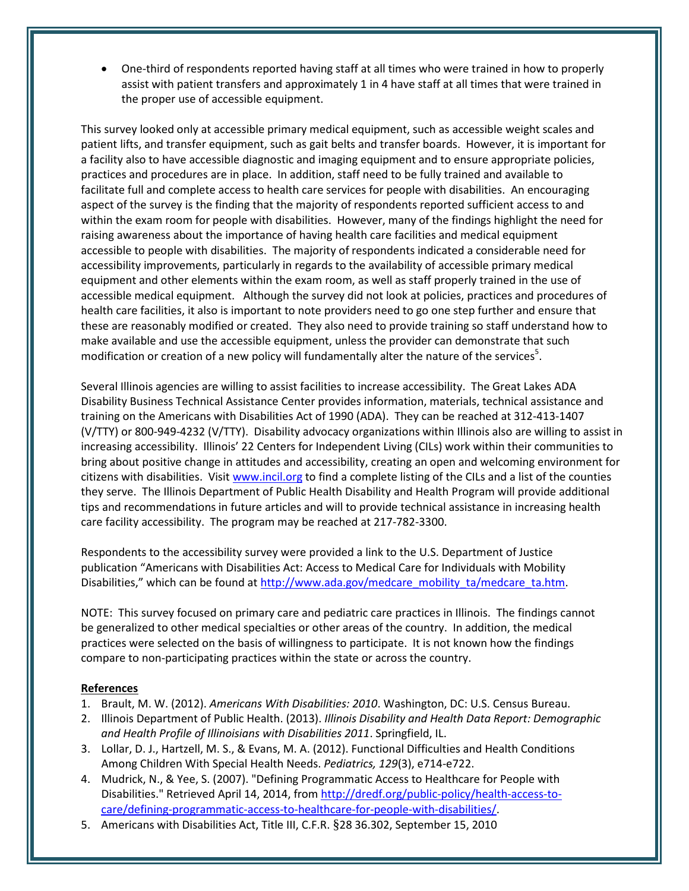- One-third of respondents reported having staff at all times who were trained in how to properly assist with patient transfers and approximately 1 in 4 have staff at all times that were trained in the proper use of accessible equipment.

This survey looked only at accessible primary medical equipment, such as accessible weight scales and patient lifts, and transfer equipment, such as gait belts and transfer boards. However, it is important for a facility also to have accessible diagnostic and imaging equipment and to ensure appropriate policies, practices and procedures are in place. In addition, staff need to be fully trained and available to facilitate full and complete access to health care services for people with disabilities. An encouraging aspect of the survey is the finding that the majority of respondents reported sufficient access to and within the exam room for people with disabilities. However, many of the findings highlight the need for raising awareness about the importance of having health care facilities and medical equipment accessible to people with disabilities. The majority of respondents indicated a considerable need for accessibility improvements, particularly in regards to the availability of accessible primary medical equipment and other elements within the exam room, as well as staff properly trained in the use of accessible medical equipment. Although the survey did not look at policies, practices and procedures of health care facilities, it also is important to note providers need to go one step further and ensure that these are reasonably modified or created. They also need to provide training so staff understand how to make available and use the accessible equipment, unless the provider can demonstrate that such modification or creation of a new policy will fundamentally alter the nature of the services[5].

Several Illinois agencies are willing to assist facilities to increase accessibility. The Great Lakes ADA Disability Business Technical Assistance Center provides information, materials, technical assistance and training on the Americans with Disabilities Act of 1990 (ADA). They can be reached at 312-413-1407 (V/TTY) or 800-949-4232 (V/TTY). Disability advocacy organizations within Illinois also are willing to assist in increasing accessibility. Illinois' 22 Centers for Independent Living (CILs) work within their communities to bring about positive change in attitudes and accessibility, creating an open and welcoming environment for citizens with disabilities. Visit [www.incil.org](http://www.incil.org) to find a complete listing of the CILs and a list of the counties they serve. The Illinois Department of Public Health Disability and Health Program will provide additional tips and recommendations in future articles and will to provide technical assistance in increasing health care facility accessibility. The program may be reached at 217-782-3300.

Respondents to the accessibility survey were provided a link to the U.S. Department of Justice publication "Americans with Disabilities Act: Access to Medical Care for Individuals with Mobility Disabilities," which can be found at [http://www.ada.gov/medcare_mobility_ta/medcare_ta.htm](http://www.ada.gov/medcare_mobility_ta/medcare_ta.htm).

NOTE: This survey focused on primary care and pediatric care practices in Illinois. The findings cannot be generalized to other medical specialties or other areas of the country. In addition, the medical practices were selected on the basis of willingness to participate. It is not known how the findings compare to non-participating practices within the state or across the country.

**References**

1. Brault, M. W. (2012). *Americans With Disabilities: 2010*. Washington, DC: U.S. Census Bureau.
2. Illinois Department of Public Health. (2013). *Illinois Disability and Health Data Report: Demographic and Health Profile of Illinoisians with Disabilities 2011*. Springfield, IL.
3. Lollar, D. J., Hartzell, M. S., & Evans, M. A. (2012). Functional Difficulties and Health Conditions Among Children With Special Health Needs. *Pediatrics, 129*(3), e714-e722.
4. Mudrick, N., & Yee, S. (2007). "Defining Programmatic Access to Healthcare for People with Disabilities." Retrieved April 14, 2014, from [http://dredf.org/public-policy/health-access-to-care/defining-programmatic-access-to-healthcare-for-people-with-disabilities/](http://dredf.org/public-policy/health-access-to-care/defining-programmatic-access-to-healthcare-for-people-with-disabilities/).
5. Americans with Disabilities Act, Title III, C.F.R. §28 36.302, September 15, 2010